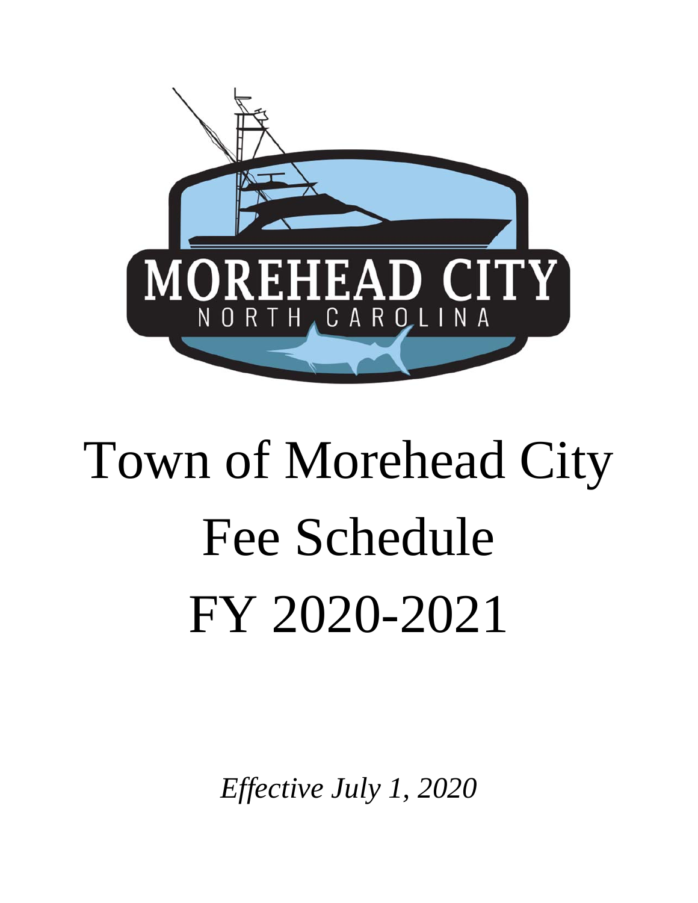# Town of Morehead City Fee Schedule FY 2020-2021

*Effective July 1, 2020*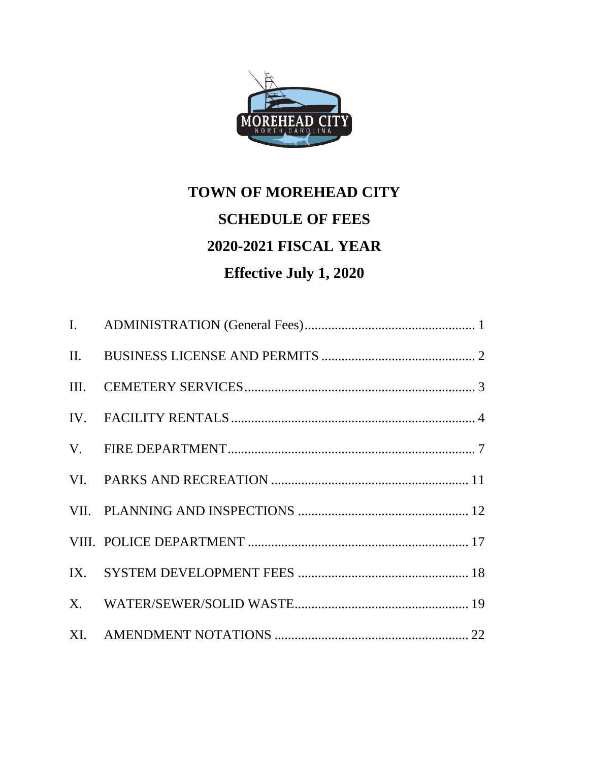# TOWN OF MOREHEAD CITY

# SCHEDULE OF FEES

# 2020-2021 FISCAL YEAR

# Effective July 1, 2020

| | | |
|---|---|---|
| I. | ADMINISTRATION (General Fees) | 1 |
| II. | BUSINESS LICENSE AND PERMITS | 2 |
| III. | CEMETERY SERVICES | 3 |
| IV. | FACILITY RENTALS | 4 |
| V. | FIRE DEPARTMENT | 7 |
| VI. | PARKS AND RECREATION | 11 |
| VII. | PLANNING AND INSPECTIONS | 12 |
| VIII. | POLICE DEPARTMENT | 17 |
| IX. | SYSTEM DEVELOPMENT FEES | 18 |
| X. | WATER/SEWER/SOLID WASTE | 19 |
| XI. | AMENDMENT NOTATIONS | 22 |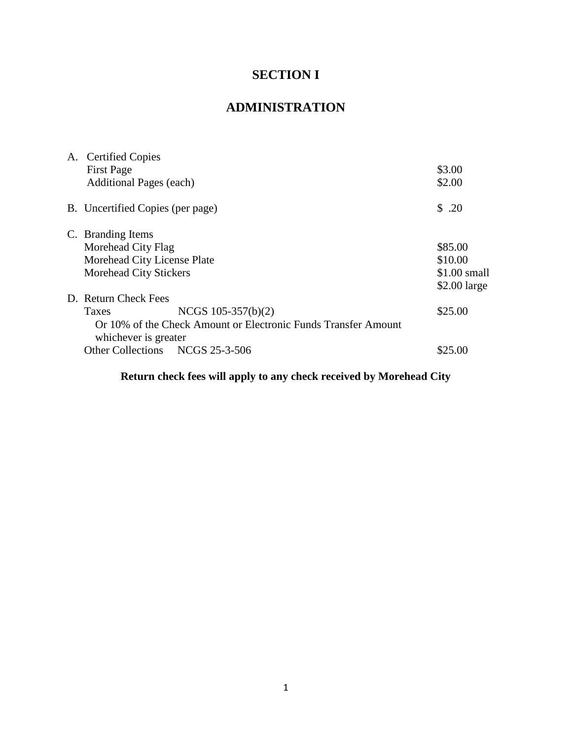# SECTION I

# ADMINISTRATION

| | |
|---|---|
| A. Certified Copies | |
| First Page | $3.00 |
| Additional Pages (each) | $2.00 |
| B. Uncertified Copies (per page) | $ .20 |
| C. Branding Items | |
| Morehead City Flag | $85.00 |
| Morehead City License Plate | $10.00 |
| Morehead City Stickers | $1.00 small<br>$2.00 large |
| D. Return Check Fees | |
| Taxes NCGS 105-357(b)(2) | $25.00 |
| Or 10% of the Check Amount or Electronic Funds Transfer Amount whichever is greater | |
| Other Collections NCGS 25-3-506 | $25.00 |

**Return check fees will apply to any check received by Morehead City**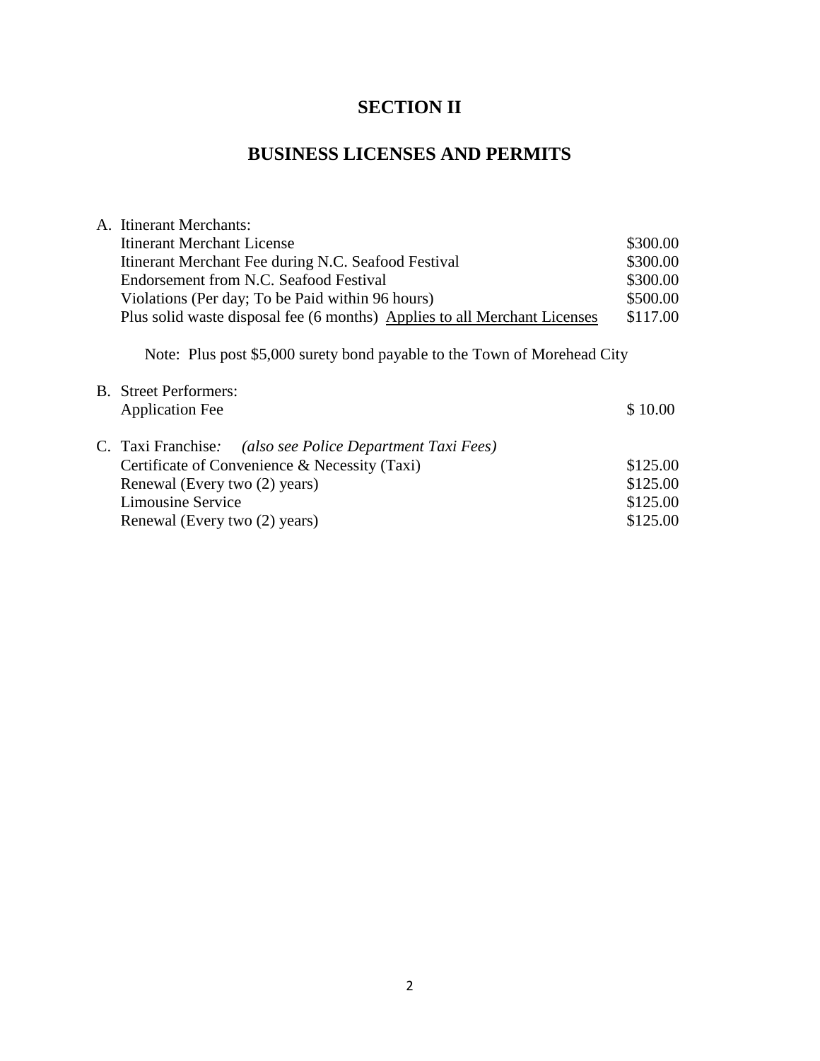# SECTION II

# BUSINESS LICENSES AND PERMITS

A. Itinerant Merchants:

| | |
|---|---|
| Itinerant Merchant License | $300.00 |
| Itinerant Merchant Fee during N.C. Seafood Festival | $300.00 |
| Endorsement from N.C. Seafood Festival | $300.00 |
| Violations (Per day; To be Paid within 96 hours) | $500.00 |
| Plus solid waste disposal fee (6 months) <u>Applies to all Merchant Licenses</u> | $117.00 |

Note: Plus post $5,000 surety bond payable to the Town of Morehead City

B. Street Performers:

| | |
|---|---|
| Application Fee | $ 10.00 |

C. Taxi Franchise*:* *(also see Police Department Taxi Fees)*

| | |
|---|---|
| Certificate of Convenience & Necessity (Taxi) | $125.00 |
| Renewal (Every two (2) years) | $125.00 |
| Limousine Service | $125.00 |
| Renewal (Every two (2) years) | $125.00 |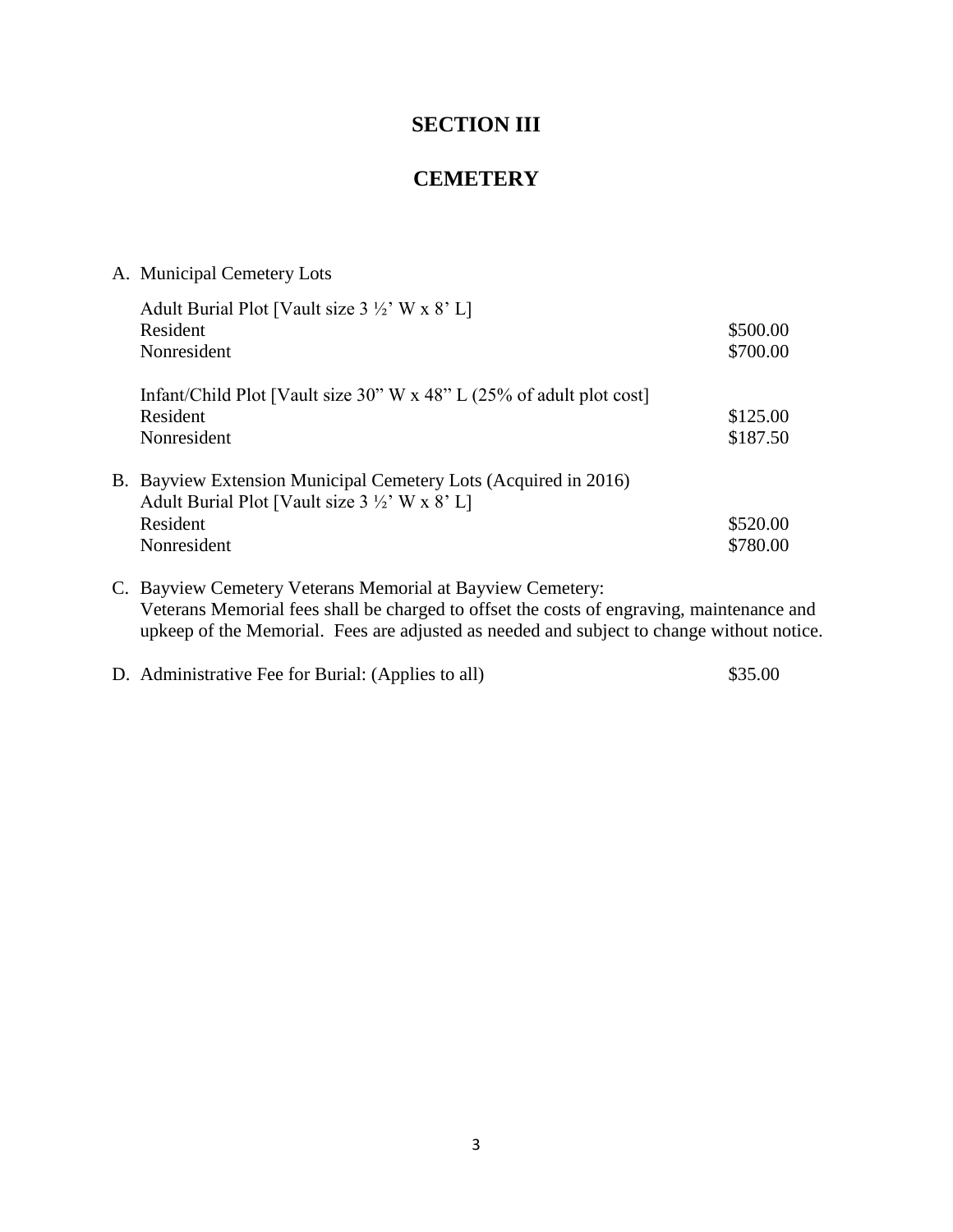# SECTION III

# CEMETERY

A. Municipal Cemetery Lots

| | |
|---|---|
| Adult Burial Plot [Vault size 3 ½' W x 8' L] | |
| Resident | $500.00 |
| Nonresident | $700.00 |
| | |
| Infant/Child Plot [Vault size 30" W x 48" L (25% of adult plot cost] | |
| Resident | $125.00 |
| Nonresident | $187.50 |

B. Bayview Extension Municipal Cemetery Lots (Acquired in 2016)

| | |
|---|---|
| Adult Burial Plot [Vault size 3 ½' W x 8' L] | |
| Resident | $520.00 |
| Nonresident | $780.00 |

C. Bayview Cemetery Veterans Memorial at Bayview Cemetery:
Veterans Memorial fees shall be charged to offset the costs of engraving, maintenance and upkeep of the Memorial. Fees are adjusted as needed and subject to change without notice.

D. Administrative Fee for Burial: (Applies to all) $35.00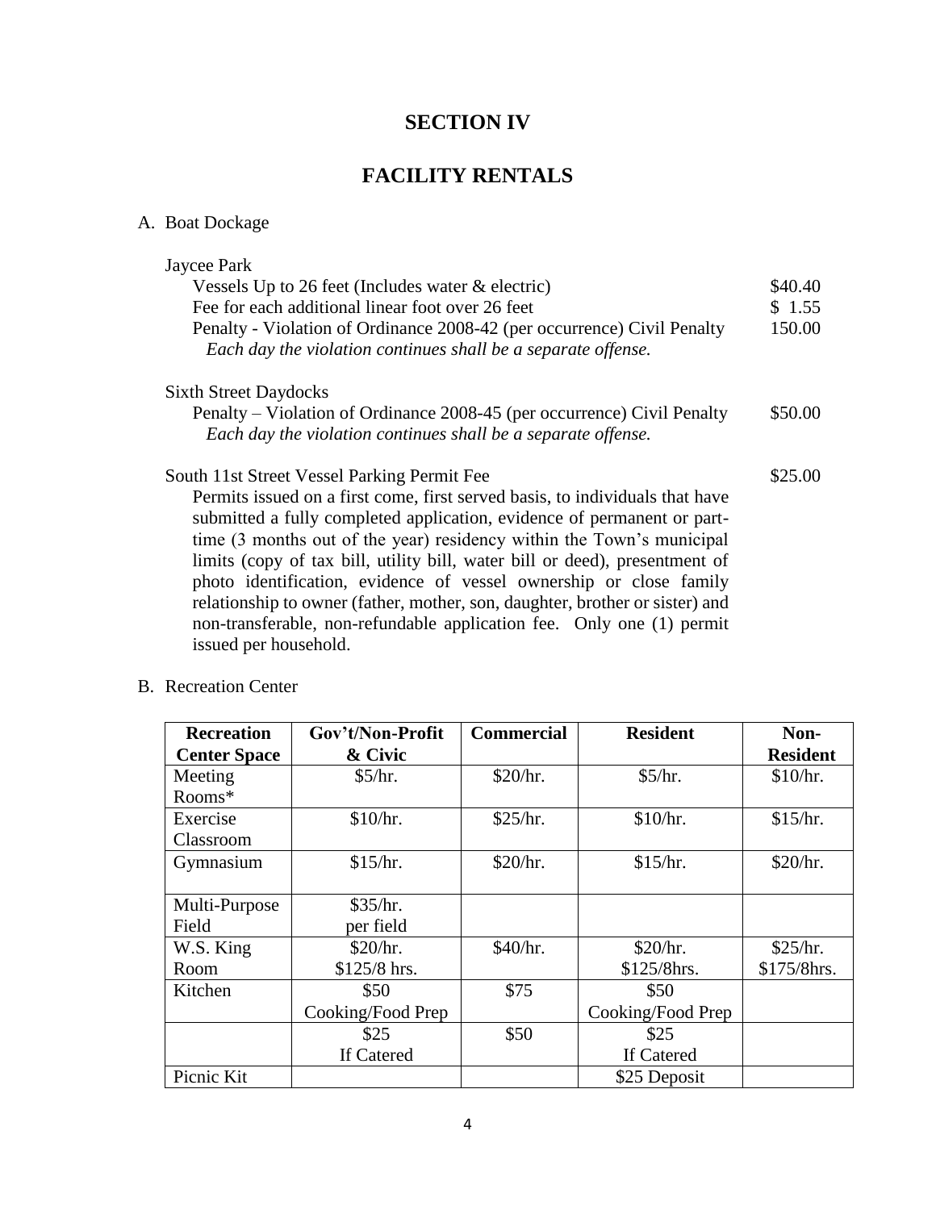# SECTION IV

# FACILITY RENTALS

A. Boat Dockage

Jaycee Park

| | |
|---|---|
| Vessels Up to 26 feet (Includes water & electric) | $40.40 |
| Fee for each additional linear foot over 26 feet | $ 1.55 |
| Penalty - Violation of Ordinance 2008-42 (per occurrence) Civil Penalty *Each day the violation continues shall be a separate offense.* | 150.00 |

Sixth Street Daydocks

| | |
|---|---|
| Penalty – Violation of Ordinance 2008-45 (per occurrence) Civil Penalty *Each day the violation continues shall be a separate offense.* | $50.00 |

South 11st Street Vessel Parking Permit Fee — $25.00

Permits issued on a first come, first served basis, to individuals that have submitted a fully completed application, evidence of permanent or part-time (3 months out of the year) residency within the Town's municipal limits (copy of tax bill, utility bill, water bill or deed), presentment of photo identification, evidence of vessel ownership or close family relationship to owner (father, mother, son, daughter, brother or sister) and non-transferable, non-refundable application fee. Only one (1) permit issued per household.

B. Recreation Center

| Recreation Center Space | Gov't/Non-Profit & Civic | Commercial | Resident | Non-Resident |
|---|---|---|---|---|
| Meeting Rooms* | $5/hr. | $20/hr. | $5/hr. | $10/hr. |
| Exercise Classroom | $10/hr. | $25/hr. | $10/hr. | $15/hr. |
| Gymnasium | $15/hr. | $20/hr. | $15/hr. | $20/hr. |
| Multi-Purpose Field | $35/hr. per field | | | |
| W.S. King Room | $20/hr. $125/8 hrs. | $40/hr. | $20/hr. $125/8hrs. | $25/hr. $175/8hrs. |
| Kitchen | $50 Cooking/Food Prep | $75 | $50 Cooking/Food Prep | |
| | $25 If Catered | $50 | $25 If Catered | |
| Picnic Kit | | | $25 Deposit | |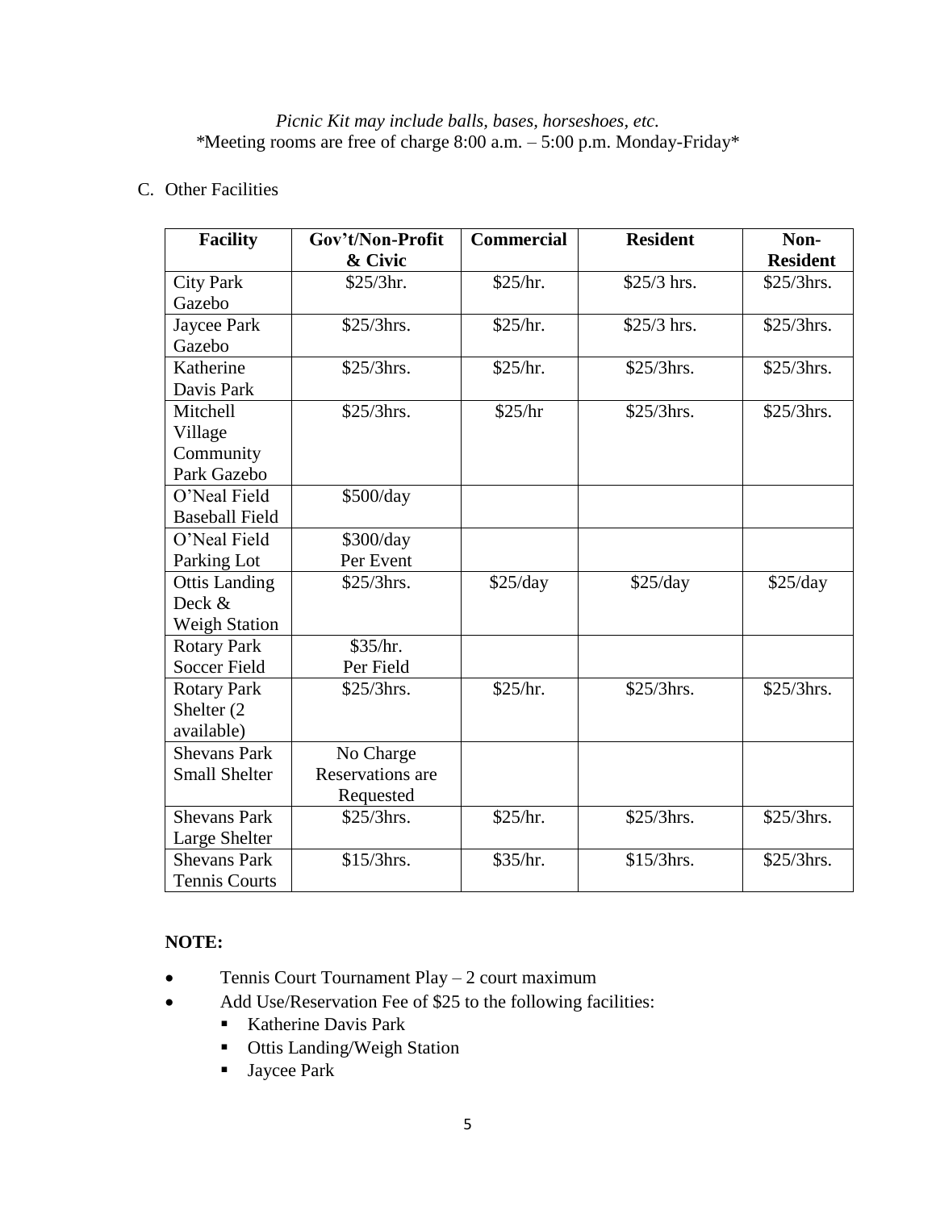*Picnic Kit may include balls, bases, horseshoes, etc.*
*Meeting rooms are free of charge 8:00 a.m. – 5:00 p.m. Monday-Friday*

C. Other Facilities

| Facility | Gov't/Non-Profit & Civic | Commercial | Resident | Non-Resident |
|---|---|---|---|---|
| City Park Gazebo | $25/3hr. | $25/hr. | $25/3 hrs. | $25/3hrs. |
| Jaycee Park Gazebo | $25/3hrs. | $25/hr. | $25/3 hrs. | $25/3hrs. |
| Katherine Davis Park | $25/3hrs. | $25/hr. | $25/3hrs. | $25/3hrs. |
| Mitchell Village Community Park Gazebo | $25/3hrs. | $25/hr | $25/3hrs. | $25/3hrs. |
| O'Neal Field Baseball Field | $500/day | | | |
| O'Neal Field Parking Lot | $300/day Per Event | | | |
| Ottis Landing Deck & Weigh Station | $25/3hrs. | $25/day | $25/day | $25/day |
| Rotary Park Soccer Field | $35/hr. Per Field | | | |
| Rotary Park Shelter (2 available) | $25/3hrs. | $25/hr. | $25/3hrs. | $25/3hrs. |
| Shevans Park Small Shelter | No Charge Reservations are Requested | | | |
| Shevans Park Large Shelter | $25/3hrs. | $25/hr. | $25/3hrs. | $25/3hrs. |
| Shevans Park Tennis Courts | $15/3hrs. | $35/hr. | $15/3hrs. | $25/3hrs. |

**NOTE:**

- Tennis Court Tournament Play – 2 court maximum
- Add Use/Reservation Fee of $25 to the following facilities:
  - Katherine Davis Park
  - Ottis Landing/Weigh Station
  - Jaycee Park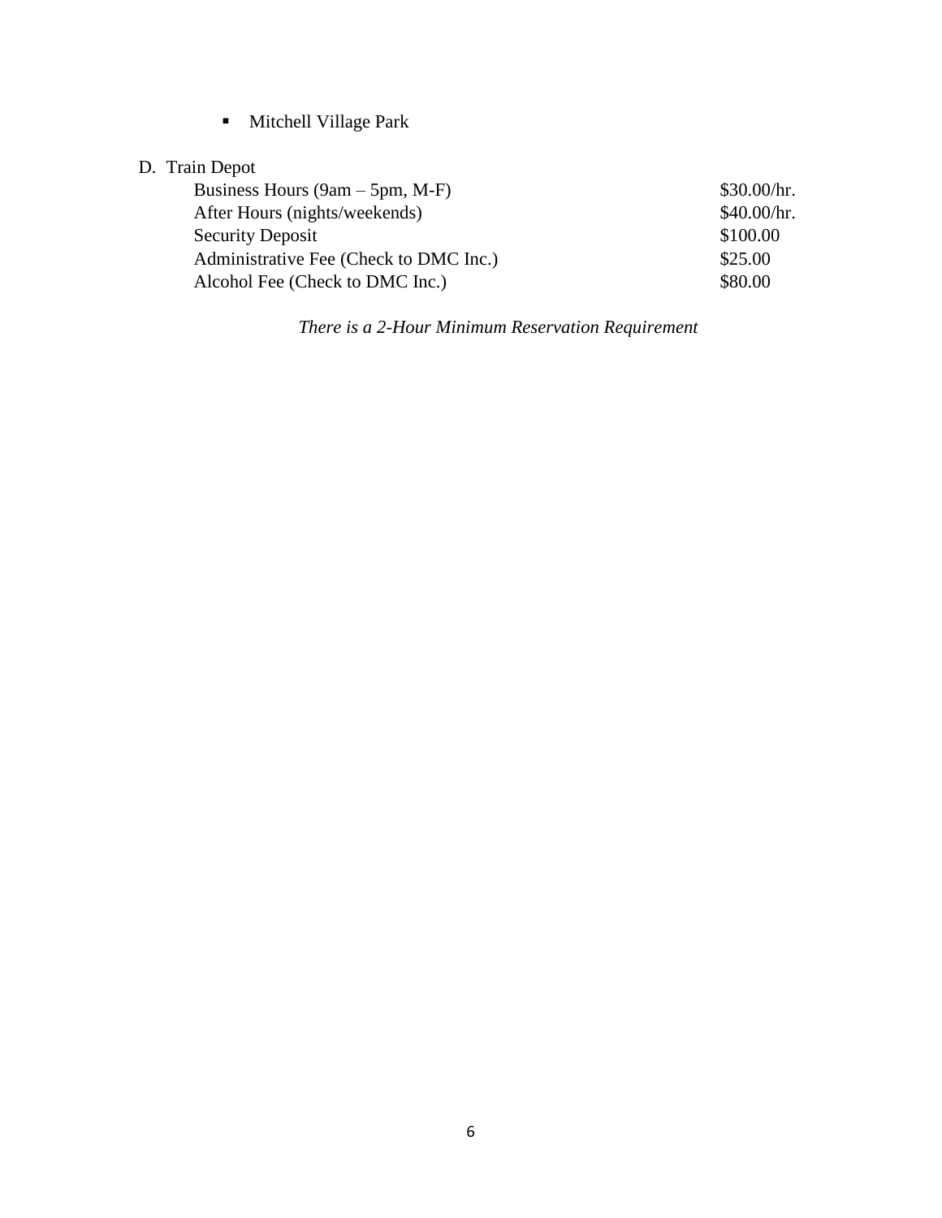- Mitchell Village Park

D. Train Depot

| | |
|---|---|
| Business Hours (9am – 5pm, M-F) | $30.00/hr. |
| After Hours (nights/weekends) | $40.00/hr. |
| Security Deposit | $100.00 |
| Administrative Fee (Check to DMC Inc.) | $25.00 |
| Alcohol Fee (Check to DMC Inc.) | $80.00 |

*There is a 2-Hour Minimum Reservation Requirement*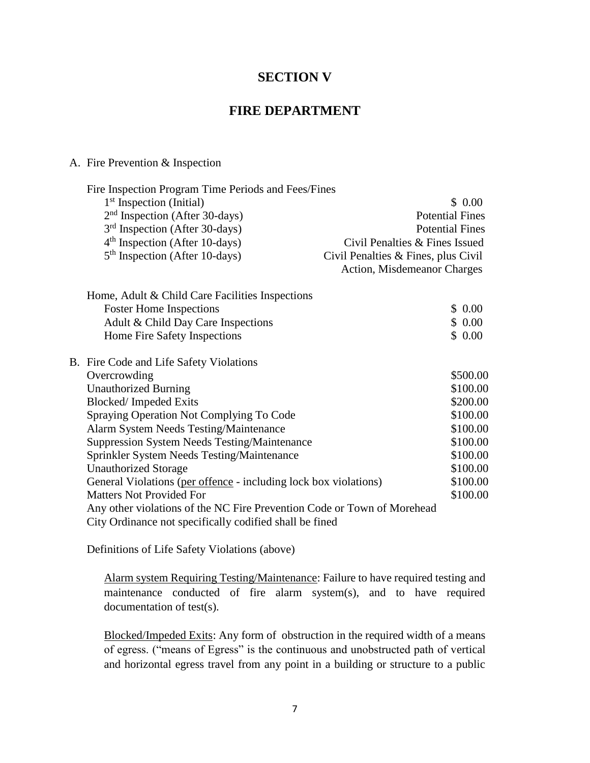# SECTION V

# FIRE DEPARTMENT

A. Fire Prevention & Inspection

Fire Inspection Program Time Periods and Fees/Fines

| | |
|---|---|
| 1st Inspection (Initial) | $ 0.00 |
| 2nd Inspection (After 30-days) | Potential Fines |
| 3rd Inspection (After 30-days) | Potential Fines |
| 4th Inspection (After 10-days) | Civil Penalties & Fines Issued |
| 5th Inspection (After 10-days) | Civil Penalties & Fines, plus Civil Action, Misdemeanor Charges |

Home, Adult & Child Care Facilities Inspections

| | |
|---|---|
| Foster Home Inspections | $ 0.00 |
| Adult & Child Day Care Inspections | $ 0.00 |
| Home Fire Safety Inspections | $ 0.00 |

B. Fire Code and Life Safety Violations

| | |
|---|---|
| Overcrowding | $500.00 |
| Unauthorized Burning | $100.00 |
| Blocked/ Impeded Exits | $200.00 |
| Spraying Operation Not Complying To Code | $100.00 |
| Alarm System Needs Testing/Maintenance | $100.00 |
| Suppression System Needs Testing/Maintenance | $100.00 |
| Sprinkler System Needs Testing/Maintenance | $100.00 |
| Unauthorized Storage | $100.00 |
| General Violations (per offence - including lock box violations) | $100.00 |
| Matters Not Provided For | $100.00 |

Any other violations of the NC Fire Prevention Code or Town of Morehead City Ordinance not specifically codified shall be fined

Definitions of Life Safety Violations (above)

Alarm system Requiring Testing/Maintenance: Failure to have required testing and maintenance conducted of fire alarm system(s), and to have required documentation of test(s).

Blocked/Impeded Exits: Any form of obstruction in the required width of a means of egress. ("means of Egress" is the continuous and unobstructed path of vertical and horizontal egress travel from any point in a building or structure to a public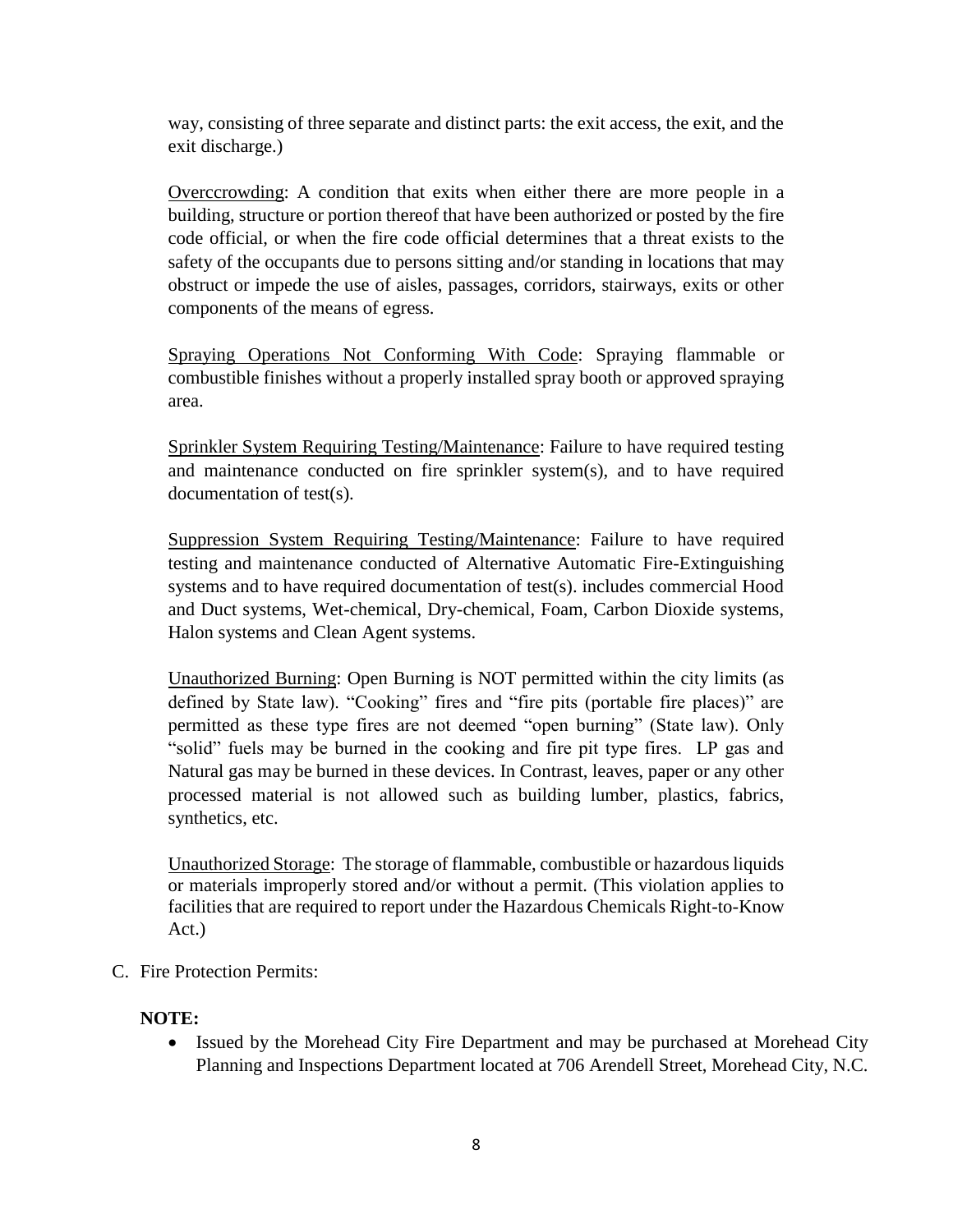way, consisting of three separate and distinct parts: the exit access, the exit, and the exit discharge.)

Overccrowding: A condition that exits when either there are more people in a building, structure or portion thereof that have been authorized or posted by the fire code official, or when the fire code official determines that a threat exists to the safety of the occupants due to persons sitting and/or standing in locations that may obstruct or impede the use of aisles, passages, corridors, stairways, exits or other components of the means of egress.

Spraying Operations Not Conforming With Code: Spraying flammable or combustible finishes without a properly installed spray booth or approved spraying area.

Sprinkler System Requiring Testing/Maintenance: Failure to have required testing and maintenance conducted on fire sprinkler system(s), and to have required documentation of test(s).

Suppression System Requiring Testing/Maintenance: Failure to have required testing and maintenance conducted of Alternative Automatic Fire-Extinguishing systems and to have required documentation of test(s). includes commercial Hood and Duct systems, Wet-chemical, Dry-chemical, Foam, Carbon Dioxide systems, Halon systems and Clean Agent systems.

Unauthorized Burning: Open Burning is NOT permitted within the city limits (as defined by State law). "Cooking" fires and "fire pits (portable fire places)" are permitted as these type fires are not deemed "open burning" (State law). Only "solid" fuels may be burned in the cooking and fire pit type fires. LP gas and Natural gas may be burned in these devices. In Contrast, leaves, paper or any other processed material is not allowed such as building lumber, plastics, fabrics, synthetics, etc.

Unauthorized Storage: The storage of flammable, combustible or hazardous liquids or materials improperly stored and/or without a permit. (This violation applies to facilities that are required to report under the Hazardous Chemicals Right-to-Know Act.)

C. Fire Protection Permits:

**NOTE:**

- Issued by the Morehead City Fire Department and may be purchased at Morehead City Planning and Inspections Department located at 706 Arendell Street, Morehead City, N.C.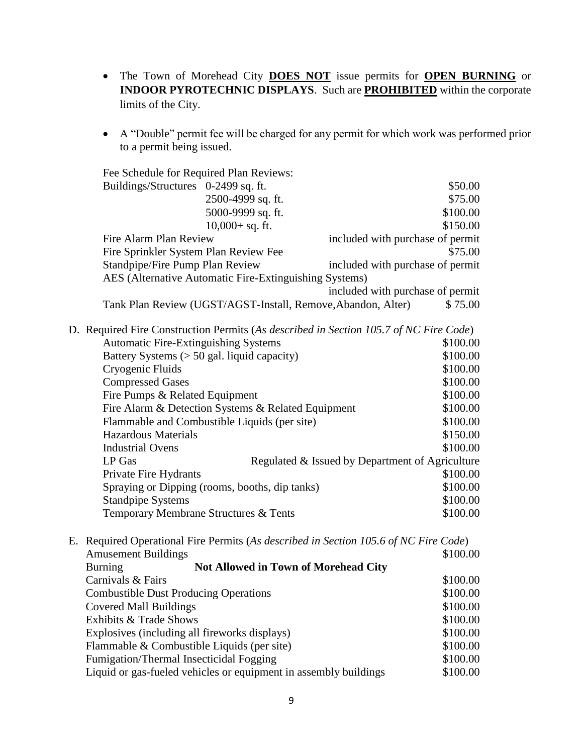- The Town of Morehead City **DOES NOT** issue permits for **OPEN BURNING** or **INDOOR PYROTECHNIC DISPLAYS**. Such are **PROHIBITED** within the corporate limits of the City.

- A "Double" permit fee will be charged for any permit for which work was performed prior to a permit being issued.

Fee Schedule for Required Plan Reviews:

| | | |
|---|---|---|
| Buildings/Structures | 0-2499 sq. ft. | $50.00 |
| | 2500-4999 sq. ft. | $75.00 |
| | 5000-9999 sq. ft. | $100.00 |
| | 10,000+ sq. ft. | $150.00 |
| Fire Alarm Plan Review | | included with purchase of permit |
| Fire Sprinkler System Plan Review Fee | | $75.00 |
| Standpipe/Fire Pump Plan Review | | included with purchase of permit |
| AES (Alternative Automatic Fire-Extinguishing Systems) | | included with purchase of permit |
| Tank Plan Review (UGST/AGST-Install, Remove,Abandon, Alter) | | $ 75.00 |

D. Required Fire Construction Permits (*As described in Section 105.7 of NC Fire Code*)

| | |
|---|---|
| Automatic Fire-Extinguishing Systems | $100.00 |
| Battery Systems (> 50 gal. liquid capacity) | $100.00 |
| Cryogenic Fluids | $100.00 |
| Compressed Gases | $100.00 |
| Fire Pumps & Related Equipment | $100.00 |
| Fire Alarm & Detection Systems & Related Equipment | $100.00 |
| Flammable and Combustible Liquids (per site) | $100.00 |
| Hazardous Materials | $150.00 |
| Industrial Ovens | $100.00 |
| LP Gas | Regulated & Issued by Department of Agriculture |
| Private Fire Hydrants | $100.00 |
| Spraying or Dipping (rooms, booths, dip tanks) | $100.00 |
| Standpipe Systems | $100.00 |
| Temporary Membrane Structures & Tents | $100.00 |

E. Required Operational Fire Permits (*As described in Section 105.6 of NC Fire Code*)

| | |
|---|---|
| Amusement Buildings | $100.00 |
| Burning | **Not Allowed in Town of Morehead City** |
| Carnivals & Fairs | $100.00 |
| Combustible Dust Producing Operations | $100.00 |
| Covered Mall Buildings | $100.00 |
| Exhibits & Trade Shows | $100.00 |
| Explosives (including all fireworks displays) | $100.00 |
| Flammable & Combustible Liquids (per site) | $100.00 |
| Fumigation/Thermal Insecticidal Fogging | $100.00 |
| Liquid or gas-fueled vehicles or equipment in assembly buildings | $100.00 |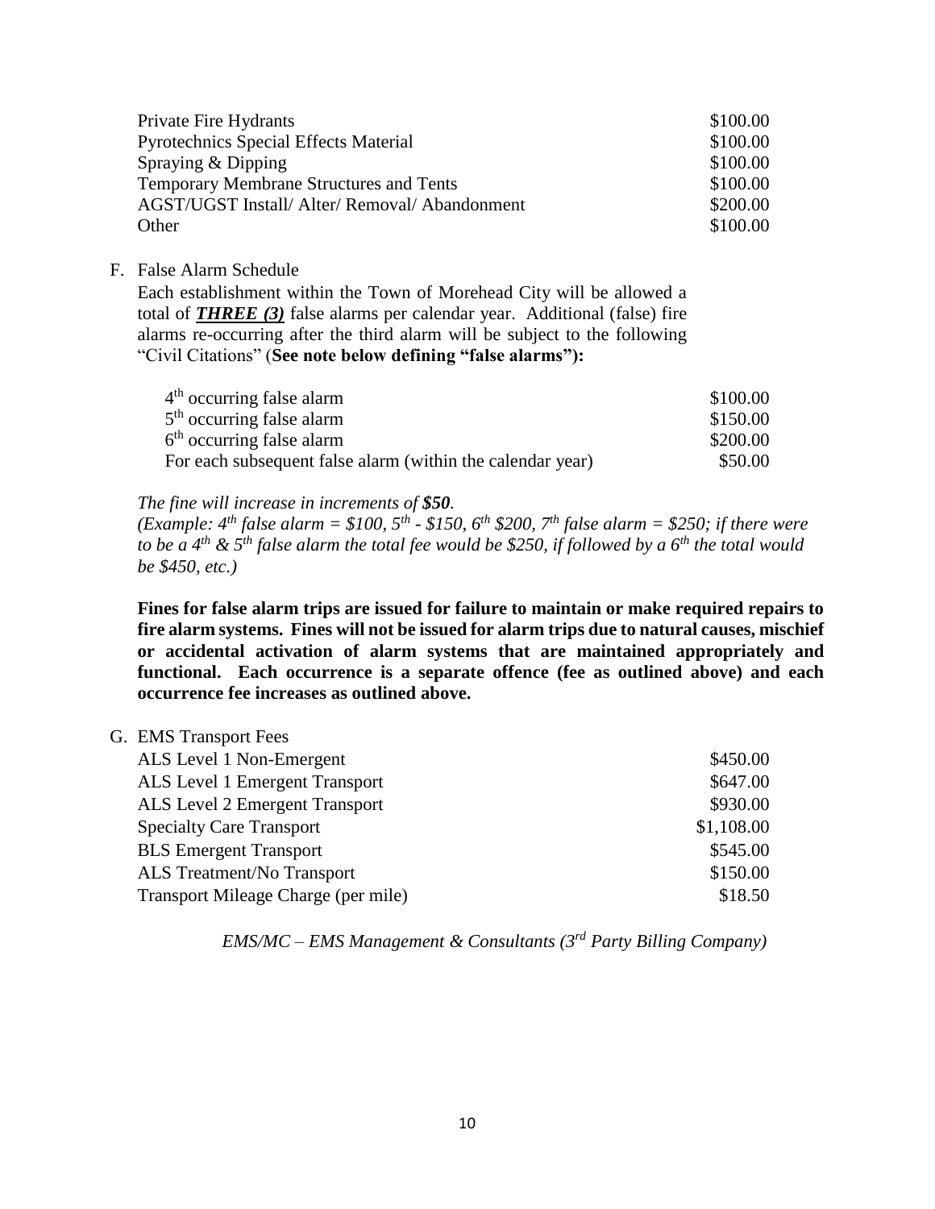| | |
|---|---|
| Private Fire Hydrants | \$100.00 |
| Pyrotechnics Special Effects Material | \$100.00 |
| Spraying & Dipping | \$100.00 |
| Temporary Membrane Structures and Tents | \$100.00 |
| AGST/UGST Install/ Alter/ Removal/ Abandonment | \$200.00 |
| Other | \$100.00 |

F. False Alarm Schedule

Each establishment within the Town of Morehead City will be allowed a total of ***THREE (3)*** false alarms per calendar year. Additional (false) fire alarms re-occurring after the third alarm will be subject to the following "Civil Citations" (**See note below defining "false alarms"):**

| | |
|---|---|
| 4th occurring false alarm | \$100.00 |
| 5th occurring false alarm | \$150.00 |
| 6th occurring false alarm | \$200.00 |
| For each subsequent false alarm (within the calendar year) | \$50.00 |

*The fine will increase in increments of **\$50**.*
*(Example: 4th false alarm = \$100, 5th - \$150, 6th \$200, 7th false alarm = \$250; if there were to be a 4th & 5th false alarm the total fee would be \$250, if followed by a 6th the total would be \$450, etc.)*

**Fines for false alarm trips are issued for failure to maintain or make required repairs to fire alarm systems. Fines will not be issued for alarm trips due to natural causes, mischief or accidental activation of alarm systems that are maintained appropriately and functional. Each occurrence is a separate offence (fee as outlined above) and each occurrence fee increases as outlined above.**

G. EMS Transport Fees

| | |
|---|---|
| ALS Level 1 Non-Emergent | \$450.00 |
| ALS Level 1 Emergent Transport | \$647.00 |
| ALS Level 2 Emergent Transport | \$930.00 |
| Specialty Care Transport | \$1,108.00 |
| BLS Emergent Transport | \$545.00 |
| ALS Treatment/No Transport | \$150.00 |
| Transport Mileage Charge (per mile) | \$18.50 |

*EMS/MC – EMS Management & Consultants (3rd Party Billing Company)*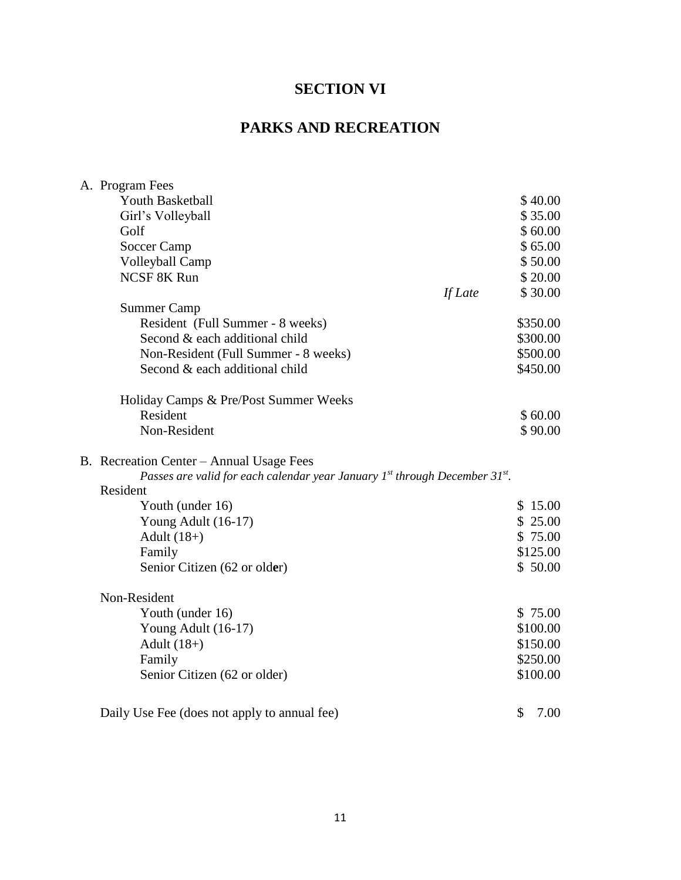# SECTION VI

# PARKS AND RECREATION

A. Program Fees

| | | |
|---|---|---|
| Youth Basketball | | $ 40.00 |
| Girl's Volleyball | | $ 35.00 |
| Golf | | $ 60.00 |
| Soccer Camp | | $ 65.00 |
| Volleyball Camp | | $ 50.00 |
| NCSF 8K Run | | $ 20.00 |
| | *If Late* | $ 30.00 |
| Summer Camp | | |
| Resident (Full Summer - 8 weeks) | | $350.00 |
| Second & each additional child | | $300.00 |
| Non-Resident (Full Summer - 8 weeks) | | $500.00 |
| Second & each additional child | | $450.00 |
| Holiday Camps & Pre/Post Summer Weeks | | |
| Resident | | $ 60.00 |
| Non-Resident | | $ 90.00 |

B. Recreation Center – Annual Usage Fees

*Passes are valid for each calendar year January 1st through December 31st.*

| | |
|---|---|
| **Resident** | |
| Youth (under 16) | $ 15.00 |
| Young Adult (16-17) | $ 25.00 |
| Adult (18+) | $ 75.00 |
| Family | $125.00 |
| Senior Citizen (62 or older) | $ 50.00 |
| **Non-Resident** | |
| Youth (under 16) | $ 75.00 |
| Young Adult (16-17) | $100.00 |
| Adult (18+) | $150.00 |
| Family | $250.00 |
| Senior Citizen (62 or older) | $100.00 |
| Daily Use Fee (does not apply to annual fee) | $ 7.00 |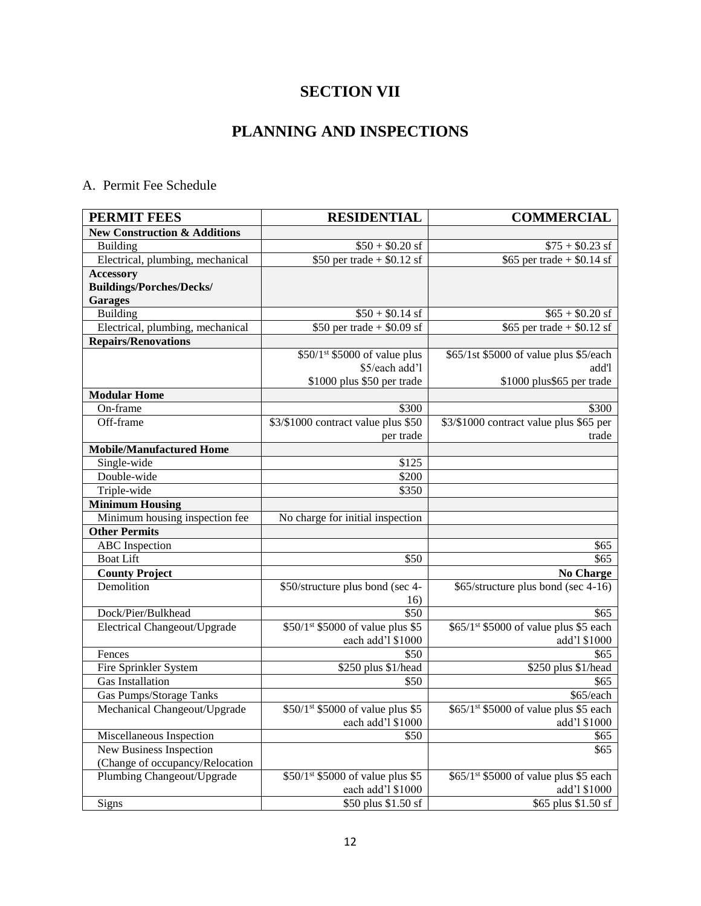# SECTION VII

# PLANNING AND INSPECTIONS

A. Permit Fee Schedule

| PERMIT FEES | RESIDENTIAL | COMMERCIAL |
|---|---|---|
| **New Construction & Additions** | | |
| Building | \$50 + \$0.20 sf | \$75 + \$0.23 sf |
| Electrical, plumbing, mechanical | \$50 per trade + \$0.12 sf | \$65 per trade + \$0.14 sf |
| **Accessory Buildings/Porches/Decks/ Garages** | | |
| Building | \$50 + \$0.14 sf | \$65 + \$0.20 sf |
| Electrical, plumbing, mechanical | \$50 per trade + \$0.09 sf | \$65 per trade + \$0.12 sf |
| **Repairs/Renovations** | | |
| | \$50/1st \$5000 of value plus \$5/each add'l \$1000 plus \$50 per trade | \$65/1st \$5000 of value plus \$5/each add'l \$1000 plus\$65 per trade |
| **Modular Home** | | |
| On-frame | \$300 | \$300 |
| Off-frame | \$3/\$1000 contract value plus \$50 per trade | \$3/\$1000 contract value plus \$65 per trade |
| **Mobile/Manufactured Home** | | |
| Single-wide | \$125 | |
| Double-wide | \$200 | |
| Triple-wide | \$350 | |
| **Minimum Housing** | | |
| Minimum housing inspection fee | No charge for initial inspection | |
| **Other Permits** | | |
| ABC Inspection | | \$65 |
| Boat Lift | \$50 | \$65 |
| **County Project** | | **No Charge** |
| Demolition | \$50/structure plus bond (sec 4-16) | \$65/structure plus bond (sec 4-16) |
| Dock/Pier/Bulkhead | \$50 | \$65 |
| Electrical Changeout/Upgrade | \$50/1st \$5000 of value plus \$5 each add'l \$1000 | \$65/1st \$5000 of value plus \$5 each add'l \$1000 |
| Fences | \$50 | \$65 |
| Fire Sprinkler System | \$250 plus \$1/head | \$250 plus \$1/head |
| Gas Installation | \$50 | \$65 |
| Gas Pumps/Storage Tanks | | \$65/each |
| Mechanical Changeout/Upgrade | \$50/1st \$5000 of value plus \$5 each add'l \$1000 | \$65/1st \$5000 of value plus \$5 each add'l \$1000 |
| Miscellaneous Inspection | \$50 | \$65 |
| New Business Inspection (Change of occupancy/Relocation | | \$65 |
| Plumbing Changeout/Upgrade | \$50/1st \$5000 of value plus \$5 each add'l \$1000 | \$65/1st \$5000 of value plus \$5 each add'l \$1000 |
| Signs | \$50 plus \$1.50 sf | \$65 plus \$1.50 sf |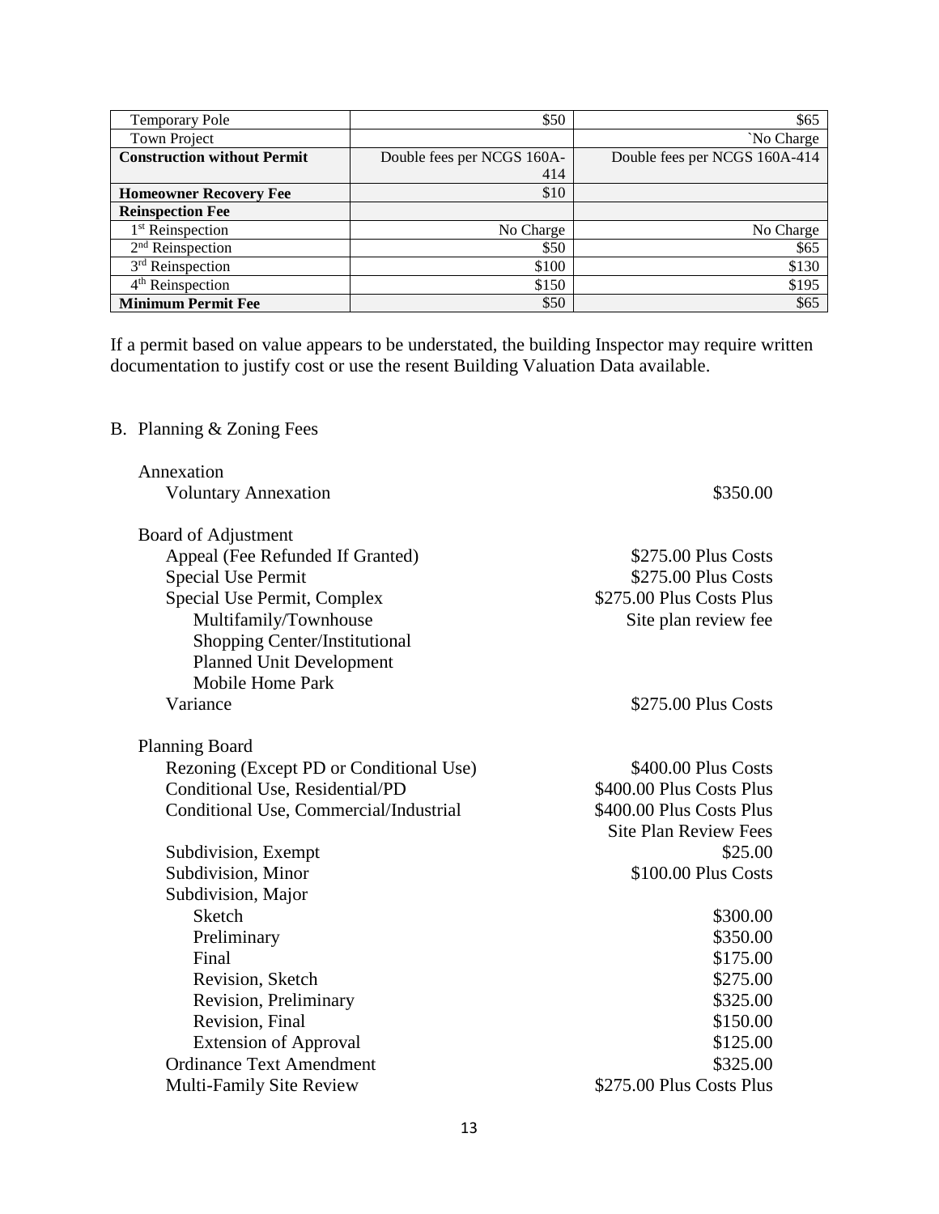| Temporary Pole | $50 | $65 |
|---|---|---|
| Town Project | | `No Charge |
| **Construction without Permit** | Double fees per NCGS 160A-414 | Double fees per NCGS 160A-414 |
| **Homeowner Recovery Fee** | $10 | |
| **Reinspection Fee** | | |
| 1st Reinspection | No Charge | No Charge |
| 2nd Reinspection | $50 | $65 |
| 3rd Reinspection | $100 | $130 |
| 4th Reinspection | $150 | $195 |
| **Minimum Permit Fee** | $50 | $65 |

If a permit based on value appears to be understated, the building Inspector may require written documentation to justify cost or use the resent Building Valuation Data available.

B. Planning & Zoning Fees

Annexation

| | |
|---|---|
| Voluntary Annexation | $350.00 |

Board of Adjustment

| | |
|---|---|
| Appeal (Fee Refunded If Granted) | $275.00 Plus Costs |
| Special Use Permit | $275.00 Plus Costs |
| Special Use Permit, Complex | $275.00 Plus Costs Plus |
| Multifamily/Townhouse | Site plan review fee |
| Shopping Center/Institutional | |
| Planned Unit Development | |
| Mobile Home Park | |
| Variance | $275.00 Plus Costs |

Planning Board

| | |
|---|---|
| Rezoning (Except PD or Conditional Use) | $400.00 Plus Costs |
| Conditional Use, Residential/PD | $400.00 Plus Costs Plus |
| Conditional Use, Commercial/Industrial | $400.00 Plus Costs Plus Site Plan Review Fees |
| Subdivision, Exempt | $25.00 |
| Subdivision, Minor | $100.00 Plus Costs |
| Subdivision, Major | |
| Sketch | $300.00 |
| Preliminary | $350.00 |
| Final | $175.00 |
| Revision, Sketch | $275.00 |
| Revision, Preliminary | $325.00 |
| Revision, Final | $150.00 |
| Extension of Approval | $125.00 |
| Ordinance Text Amendment | $325.00 |
| Multi-Family Site Review | $275.00 Plus Costs Plus |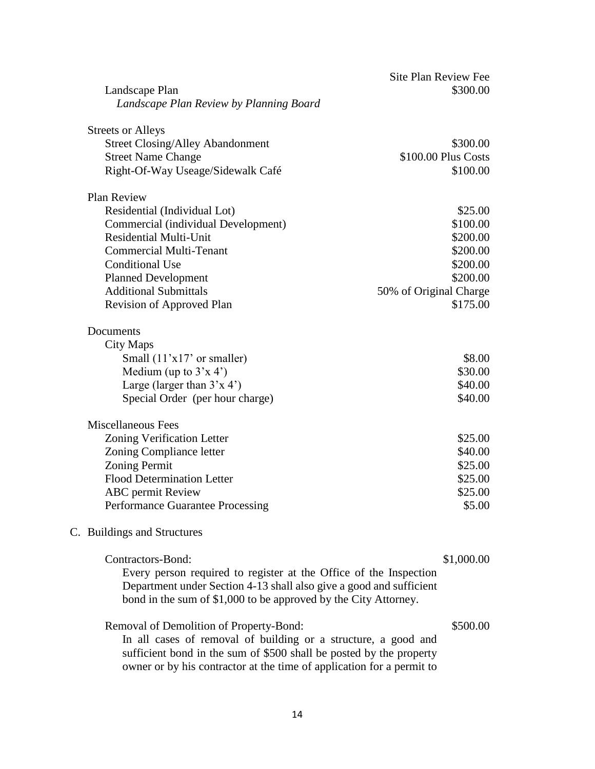| | Site Plan Review Fee |
|---|---|
| Landscape Plan | $300.00 |
| *Landscape Plan Review by Planning Board* | |
| | |
| **Streets or Alleys** | |
| Street Closing/Alley Abandonment | $300.00 |
| Street Name Change | $100.00 Plus Costs |
| Right-Of-Way Useage/Sidewalk Café | $100.00 |
| | |
| **Plan Review** | |
| Residential (Individual Lot) | $25.00 |
| Commercial (individual Development) | $100.00 |
| Residential Multi-Unit | $200.00 |
| Commercial Multi-Tenant | $200.00 |
| Conditional Use | $200.00 |
| Planned Development | $200.00 |
| Additional Submittals | 50% of Original Charge |
| Revision of Approved Plan | $175.00 |
| | |
| **Documents** | |
| City Maps | |
| Small (11'x17' or smaller) | $8.00 |
| Medium (up to 3'x 4') | $30.00 |
| Large (larger than 3'x 4') | $40.00 |
| Special Order (per hour charge) | $40.00 |
| | |
| **Miscellaneous Fees** | |
| Zoning Verification Letter | $25.00 |
| Zoning Compliance letter | $40.00 |
| Zoning Permit | $25.00 |
| Flood Determination Letter | $25.00 |
| ABC permit Review | $25.00 |
| Performance Guarantee Processing | $5.00 |

C. Buildings and Structures

Contractors-Bond: $1,000.00

Every person required to register at the Office of the Inspection Department under Section 4-13 shall also give a good and sufficient bond in the sum of $1,000 to be approved by the City Attorney.

Removal of Demolition of Property-Bond: $500.00

In all cases of removal of building or a structure, a good and sufficient bond in the sum of $500 shall be posted by the property owner or by his contractor at the time of application for a permit to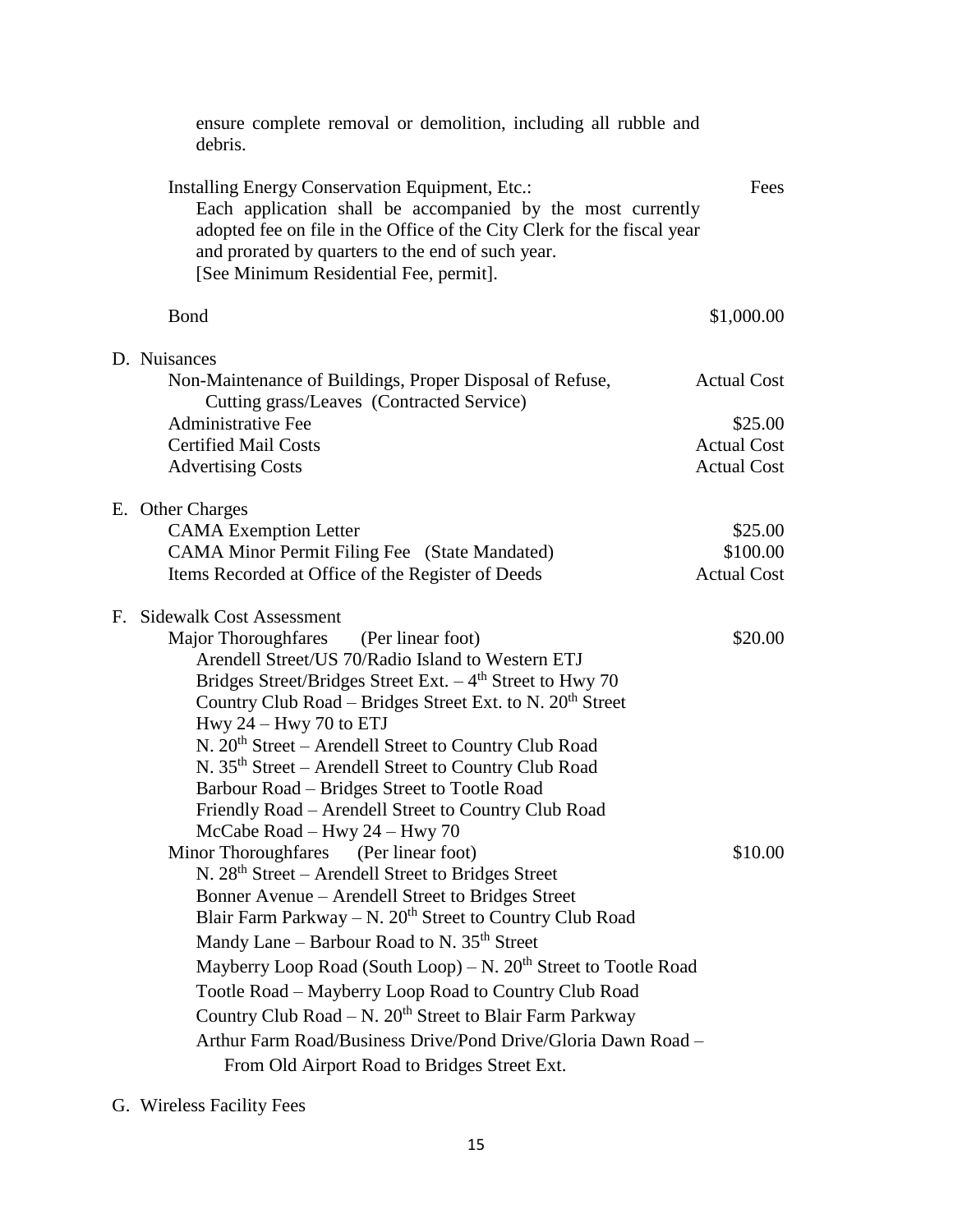ensure complete removal or demolition, including all rubble and debris.

| | |
|---|---|
| Installing Energy Conservation Equipment, Etc.: Each application shall be accompanied by the most currently adopted fee on file in the Office of the City Clerk for the fiscal year and prorated by quarters to the end of such year. [See Minimum Residential Fee, permit]. | Fees |
| Bond | $1,000.00 |

D. Nuisances

| | |
|---|---|
| Non-Maintenance of Buildings, Proper Disposal of Refuse, Cutting grass/Leaves (Contracted Service) | Actual Cost |
| Administrative Fee | $25.00 |
| Certified Mail Costs | Actual Cost |
| Advertising Costs | Actual Cost |

E. Other Charges

| | |
|---|---|
| CAMA Exemption Letter | $25.00 |
| CAMA Minor Permit Filing Fee (State Mandated) | $100.00 |
| Items Recorded at Office of the Register of Deeds | Actual Cost |

F. Sidewalk Cost Assessment

Major Thoroughfares (Per linear foot) — $20.00

- Arendell Street/US 70/Radio Island to Western ETJ
- Bridges Street/Bridges Street Ext. – 4th Street to Hwy 70
- Country Club Road – Bridges Street Ext. to N. 20th Street
- Hwy 24 – Hwy 70 to ETJ
- N. 20th Street – Arendell Street to Country Club Road
- N. 35th Street – Arendell Street to Country Club Road
- Barbour Road – Bridges Street to Tootle Road
- Friendly Road – Arendell Street to Country Club Road
- McCabe Road – Hwy 24 – Hwy 70

Minor Thoroughfares (Per linear foot) — $10.00

- N. 28th Street – Arendell Street to Bridges Street
- Bonner Avenue – Arendell Street to Bridges Street
- Blair Farm Parkway – N. 20th Street to Country Club Road
- Mandy Lane – Barbour Road to N. 35th Street
- Mayberry Loop Road (South Loop) – N. 20th Street to Tootle Road
- Tootle Road – Mayberry Loop Road to Country Club Road
- Country Club Road – N. 20th Street to Blair Farm Parkway
- Arthur Farm Road/Business Drive/Pond Drive/Gloria Dawn Road – From Old Airport Road to Bridges Street Ext.

G. Wireless Facility Fees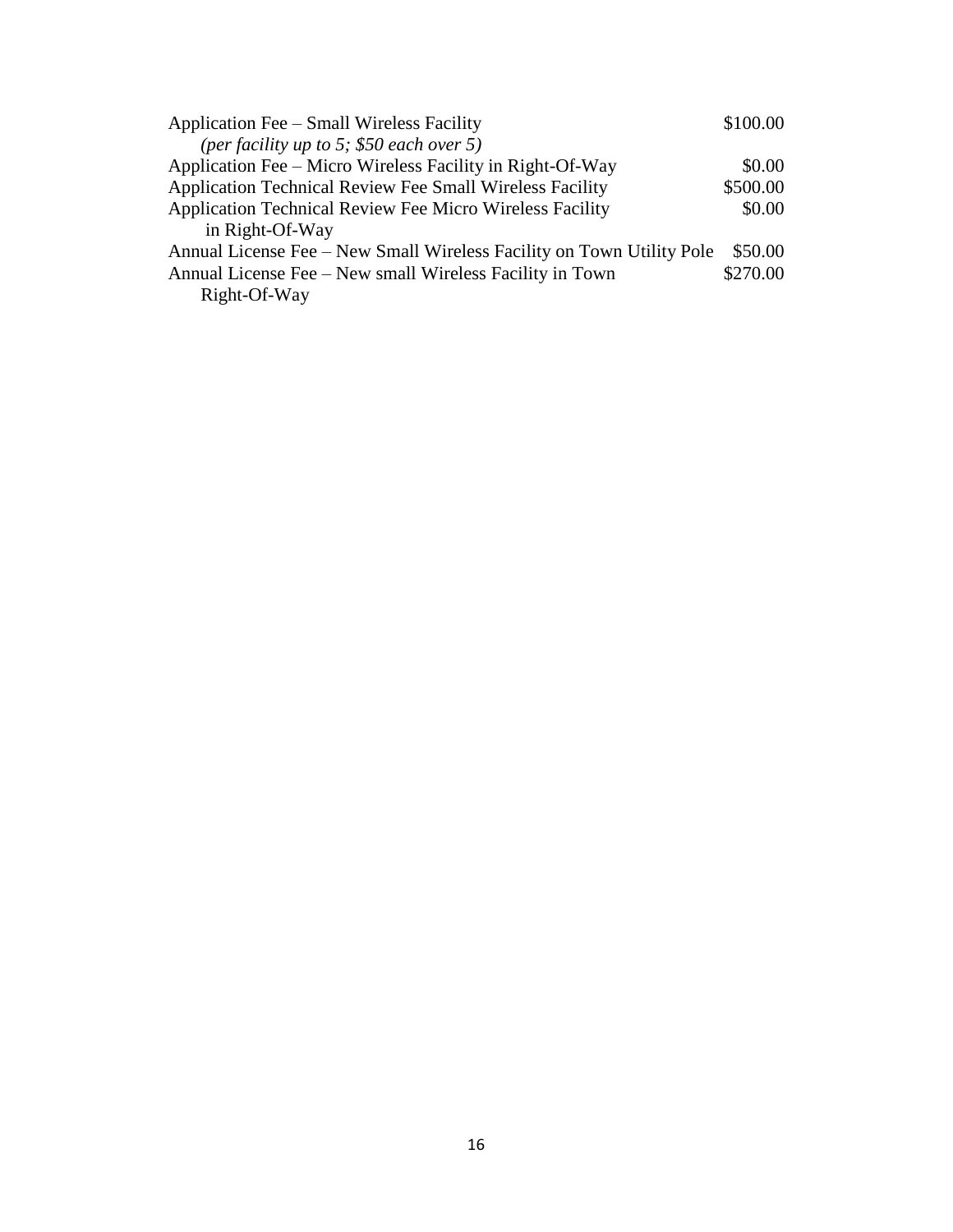| | |
|---|---|
| Application Fee – Small Wireless Facility *(per facility up to 5; $50 each over 5)* | $100.00 |
| Application Fee – Micro Wireless Facility in Right-Of-Way | $0.00 |
| Application Technical Review Fee Small Wireless Facility | $500.00 |
| Application Technical Review Fee Micro Wireless Facility in Right-Of-Way | $0.00 |
| Annual License Fee – New Small Wireless Facility on Town Utility Pole | $50.00 |
| Annual License Fee – New small Wireless Facility in Town Right-Of-Way | $270.00 |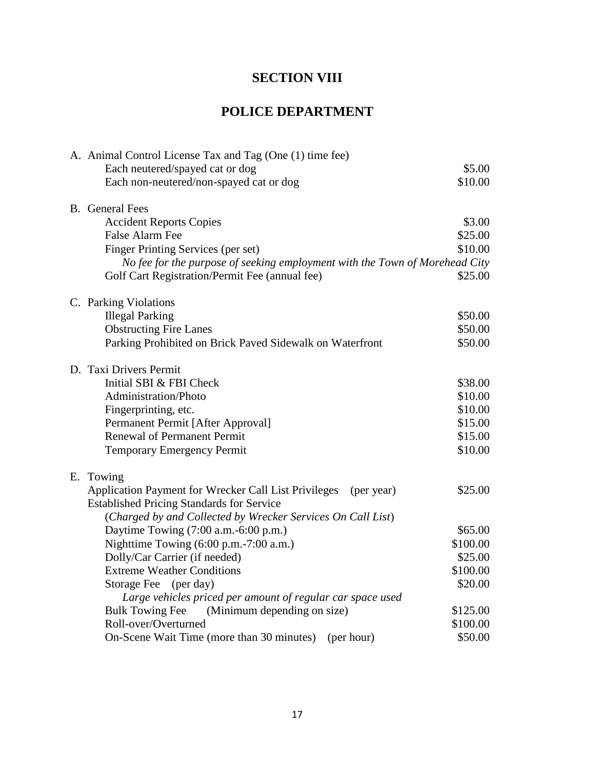# SECTION VIII

# POLICE DEPARTMENT

A. Animal Control License Tax and Tag (One (1) time fee)

| | |
|---|---|
| Each neutered/spayed cat or dog | $5.00 |
| Each non-neutered/non-spayed cat or dog | $10.00 |

B. General Fees

| | |
|---|---|
| Accident Reports Copies | $3.00 |
| False Alarm Fee | $25.00 |
| Finger Printing Services (per set) | $10.00 |
| *No fee for the purpose of seeking employment with the Town of Morehead City* | |
| Golf Cart Registration/Permit Fee (annual fee) | $25.00 |

C. Parking Violations

| | |
|---|---|
| Illegal Parking | $50.00 |
| Obstructing Fire Lanes | $50.00 |
| Parking Prohibited on Brick Paved Sidewalk on Waterfront | $50.00 |

D. Taxi Drivers Permit

| | |
|---|---|
| Initial SBI & FBI Check | $38.00 |
| Administration/Photo | $10.00 |
| Fingerprinting, etc. | $10.00 |
| Permanent Permit [After Approval] | $15.00 |
| Renewal of Permanent Permit | $15.00 |
| Temporary Emergency Permit | $10.00 |

E. Towing

| | |
|---|---|
| Application Payment for Wrecker Call List Privileges (per year) | $25.00 |
| Established Pricing Standards for Service | |
| (*Charged by and Collected by Wrecker Services On Call List*) | |
| Daytime Towing (7:00 a.m.-6:00 p.m.) | $65.00 |
| Nighttime Towing (6:00 p.m.-7:00 a.m.) | $100.00 |
| Dolly/Car Carrier (if needed) | $25.00 |
| Extreme Weather Conditions | $100.00 |
| Storage Fee (per day) | $20.00 |
| *Large vehicles priced per amount of regular car space used* | |
| Bulk Towing Fee (Minimum depending on size) | $125.00 |
| Roll-over/Overturned | $100.00 |
| On-Scene Wait Time (more than 30 minutes) (per hour) | $50.00 |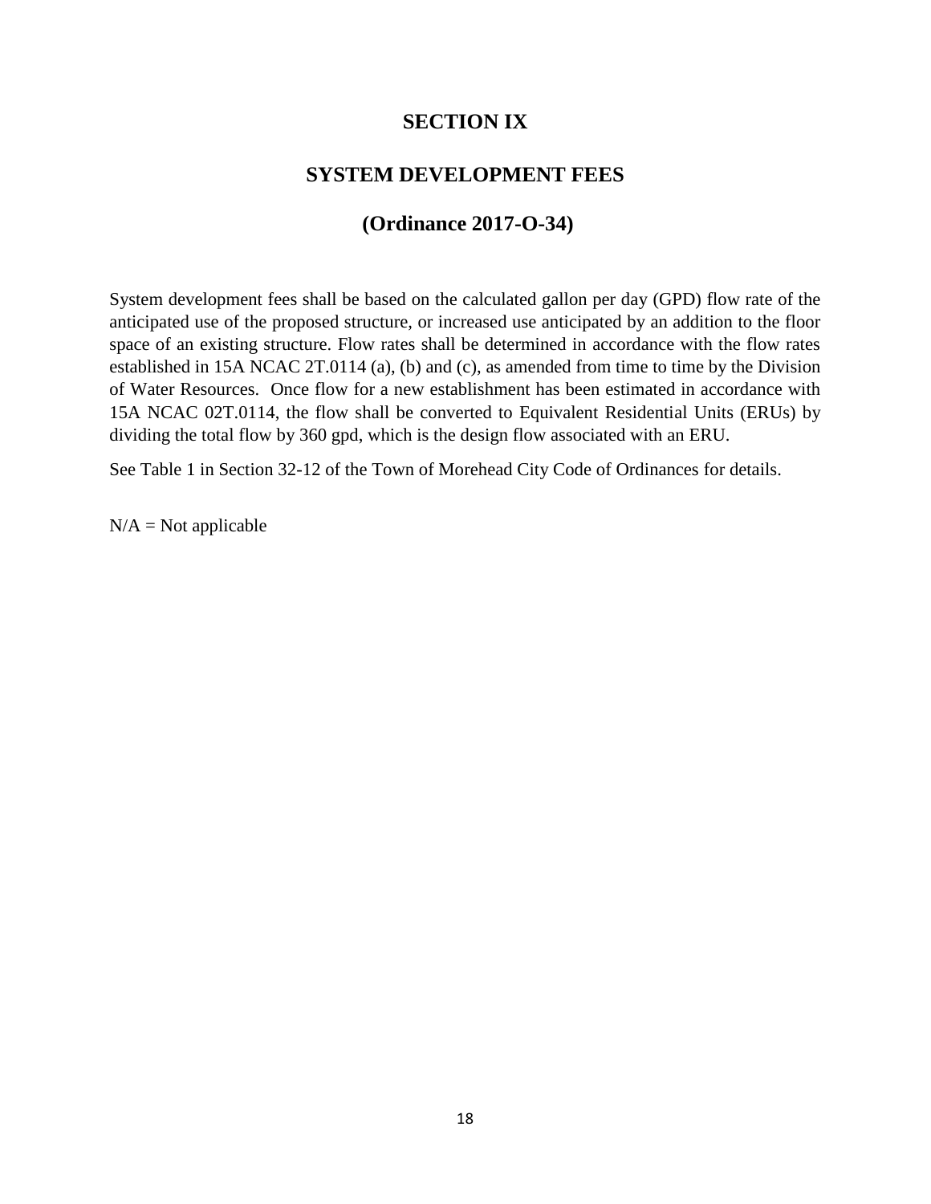# SECTION IX

# SYSTEM DEVELOPMENT FEES

# (Ordinance 2017-O-34)

System development fees shall be based on the calculated gallon per day (GPD) flow rate of the anticipated use of the proposed structure, or increased use anticipated by an addition to the floor space of an existing structure. Flow rates shall be determined in accordance with the flow rates established in 15A NCAC 2T.0114 (a), (b) and (c), as amended from time to time by the Division of Water Resources. Once flow for a new establishment has been estimated in accordance with 15A NCAC 02T.0114, the flow shall be converted to Equivalent Residential Units (ERUs) by dividing the total flow by 360 gpd, which is the design flow associated with an ERU.

See Table 1 in Section 32-12 of the Town of Morehead City Code of Ordinances for details.

N/A = Not applicable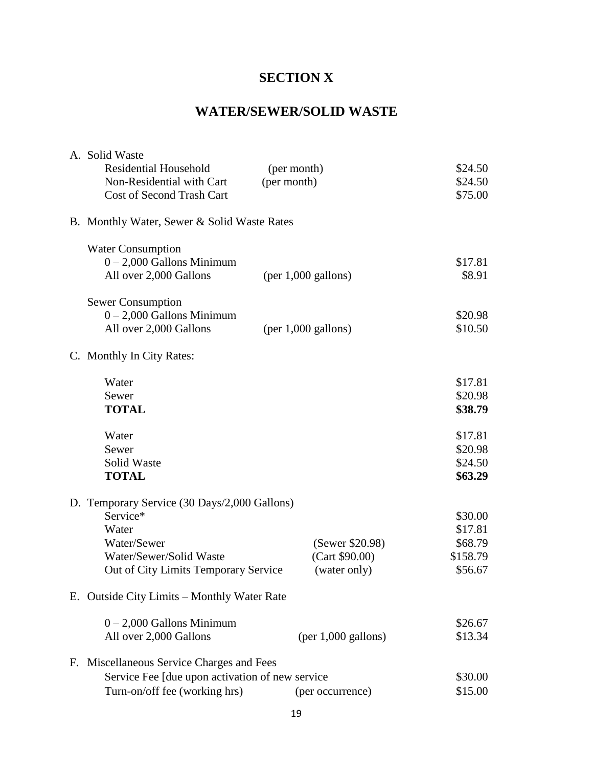# SECTION X

## WATER/SEWER/SOLID WASTE

A. Solid Waste

| | | |
|---|---|---|
| Residential Household | (per month) | $24.50 |
| Non-Residential with Cart | (per month) | $24.50 |
| Cost of Second Trash Cart | | $75.00 |

B. Monthly Water, Sewer & Solid Waste Rates

| | | |
|---|---|---|
| **Water Consumption** | | |
| 0 – 2,000 Gallons Minimum | | $17.81 |
| All over 2,000 Gallons | (per 1,000 gallons) | $8.91 |
| **Sewer Consumption** | | |
| 0 – 2,000 Gallons Minimum | | $20.98 |
| All over 2,000 Gallons | (per 1,000 gallons) | $10.50 |

C. Monthly In City Rates:

| | |
|---|---|
| Water | $17.81 |
| Sewer | $20.98 |
| **TOTAL** | **$38.79** |
| | |
| Water | $17.81 |
| Sewer | $20.98 |
| Solid Waste | $24.50 |
| **TOTAL** | **$63.29** |

D. Temporary Service (30 Days/2,000 Gallons)

| | | |
|---|---|---|
| Service* | | $30.00 |
| Water | | $17.81 |
| Water/Sewer | (Sewer $20.98) | $68.79 |
| Water/Sewer/Solid Waste | (Cart $90.00) | $158.79 |
| Out of City Limits Temporary Service | (water only) | $56.67 |

E. Outside City Limits – Monthly Water Rate

| | | |
|---|---|---|
| 0 – 2,000 Gallons Minimum | | $26.67 |
| All over 2,000 Gallons | (per 1,000 gallons) | $13.34 |

F. Miscellaneous Service Charges and Fees

| | | |
|---|---|---|
| Service Fee [due upon activation of new service | | $30.00 |
| Turn-on/off fee (working hrs) | (per occurrence) | $15.00 |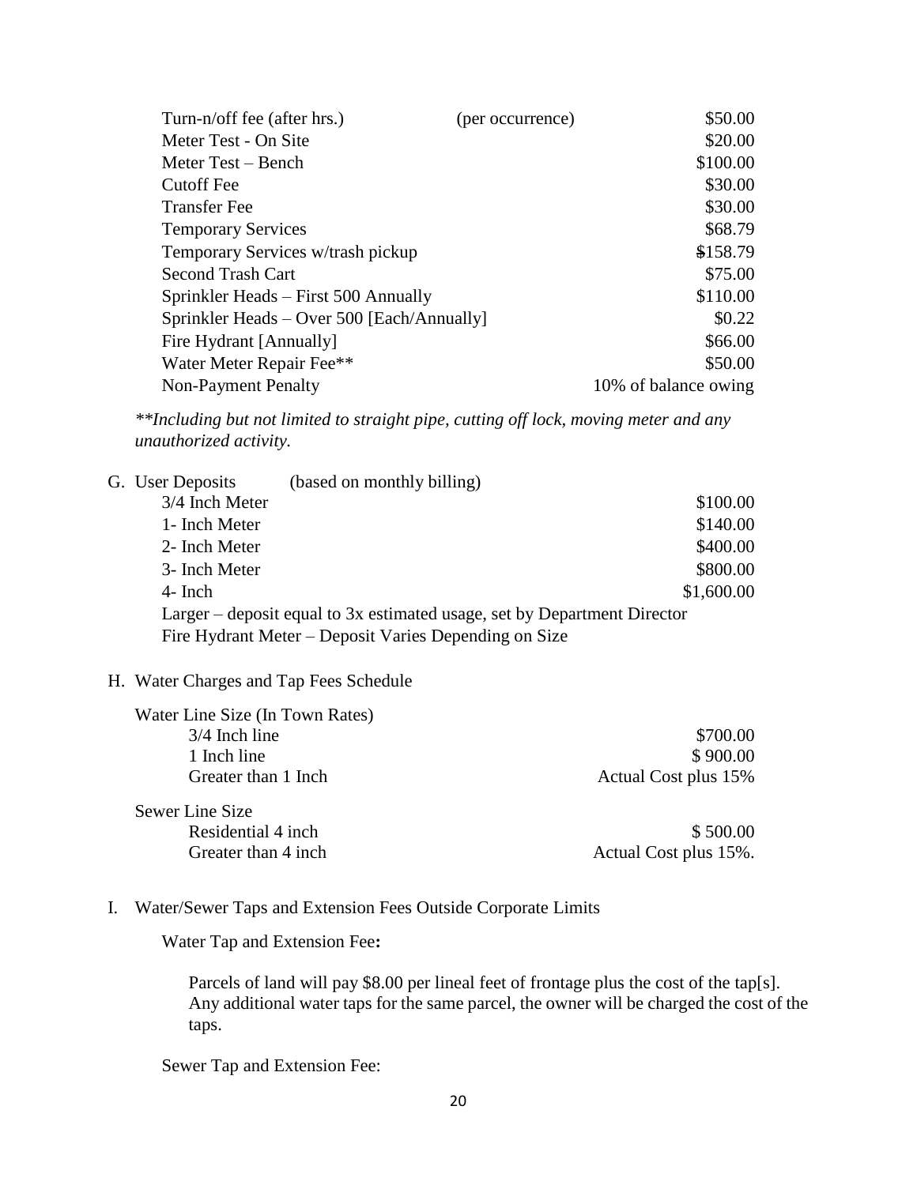| | | |
|---|---|---|
| Turn-n/off fee (after hrs.) | (per occurrence) | $50.00 |
| Meter Test - On Site | | $20.00 |
| Meter Test – Bench | | $100.00 |
| Cutoff Fee | | $30.00 |
| Transfer Fee | | $30.00 |
| Temporary Services | | $68.79 |
| Temporary Services w/trash pickup | | $158.79 |
| Second Trash Cart | | $75.00 |
| Sprinkler Heads – First 500 Annually | | $110.00 |
| Sprinkler Heads – Over 500 [Each/Annually] | | $0.22 |
| Fire Hydrant [Annually] | | $66.00 |
| Water Meter Repair Fee** | | $50.00 |
| Non-Payment Penalty | | 10% of balance owing |

*\*\*Including but not limited to straight pipe, cutting off lock, moving meter and any unauthorized activity.*

G. User Deposits (based on monthly billing)

| | |
|---|---|
| 3/4 Inch Meter | $100.00 |
| 1- Inch Meter | $140.00 |
| 2- Inch Meter | $400.00 |
| 3- Inch Meter | $800.00 |
| 4- Inch | $1,600.00 |

Larger – deposit equal to 3x estimated usage, set by Department Director
Fire Hydrant Meter – Deposit Varies Depending on Size

H. Water Charges and Tap Fees Schedule

Water Line Size (In Town Rates)

| | |
|---|---|
| 3/4 Inch line | $700.00 |
| 1 Inch line | $ 900.00 |
| Greater than 1 Inch | Actual Cost plus 15% |

Sewer Line Size

| | |
|---|---|
| Residential 4 inch | $ 500.00 |
| Greater than 4 inch | Actual Cost plus 15%. |

I. Water/Sewer Taps and Extension Fees Outside Corporate Limits

Water Tap and Extension Fee**:**

Parcels of land will pay $8.00 per lineal feet of frontage plus the cost of the tap[s]. Any additional water taps for the same parcel, the owner will be charged the cost of the taps.

Sewer Tap and Extension Fee: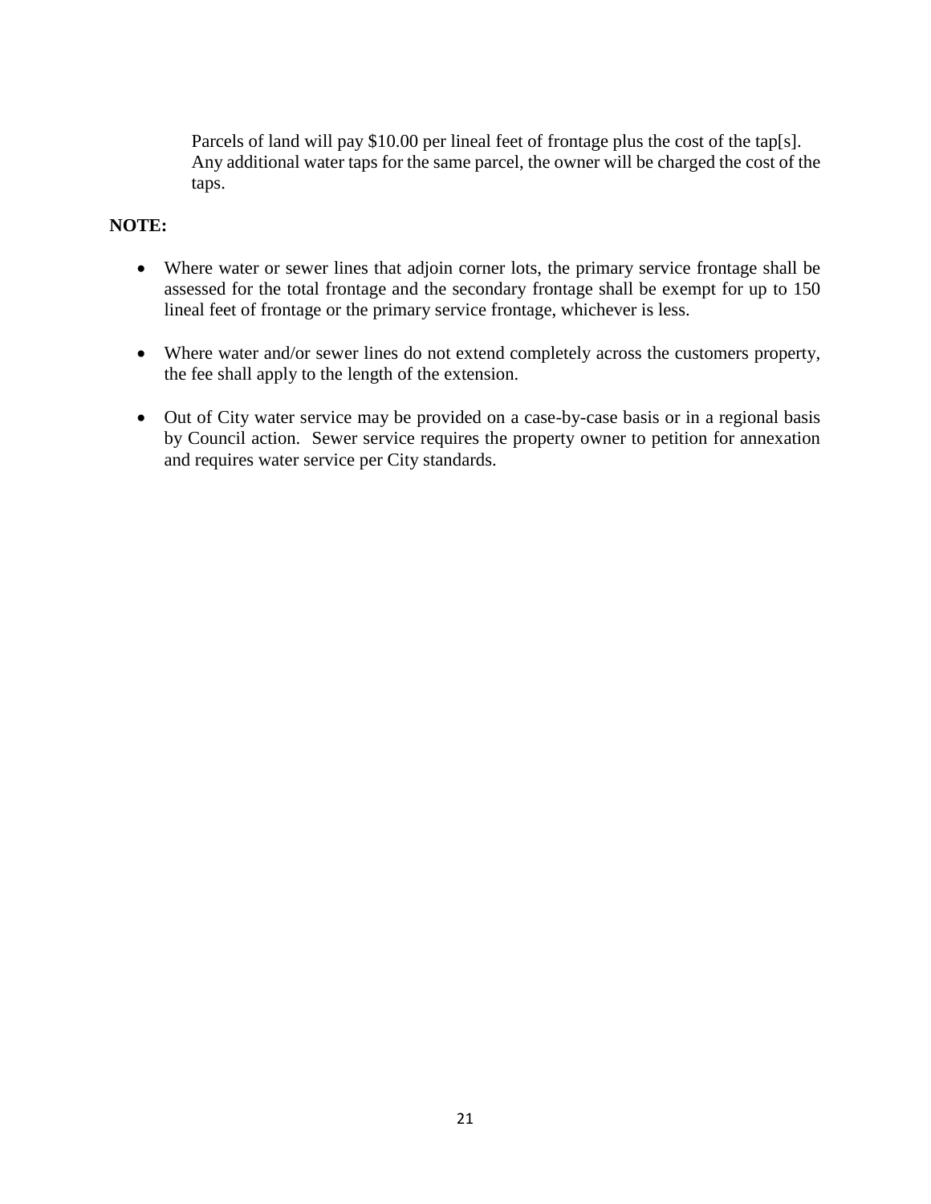Parcels of land will pay $10.00 per lineal feet of frontage plus the cost of the tap[s]. Any additional water taps for the same parcel, the owner will be charged the cost of the taps.

**NOTE:**

- Where water or sewer lines that adjoin corner lots, the primary service frontage shall be assessed for the total frontage and the secondary frontage shall be exempt for up to 150 lineal feet of frontage or the primary service frontage, whichever is less.
- Where water and/or sewer lines do not extend completely across the customers property, the fee shall apply to the length of the extension.
- Out of City water service may be provided on a case-by-case basis or in a regional basis by Council action. Sewer service requires the property owner to petition for annexation and requires water service per City standards.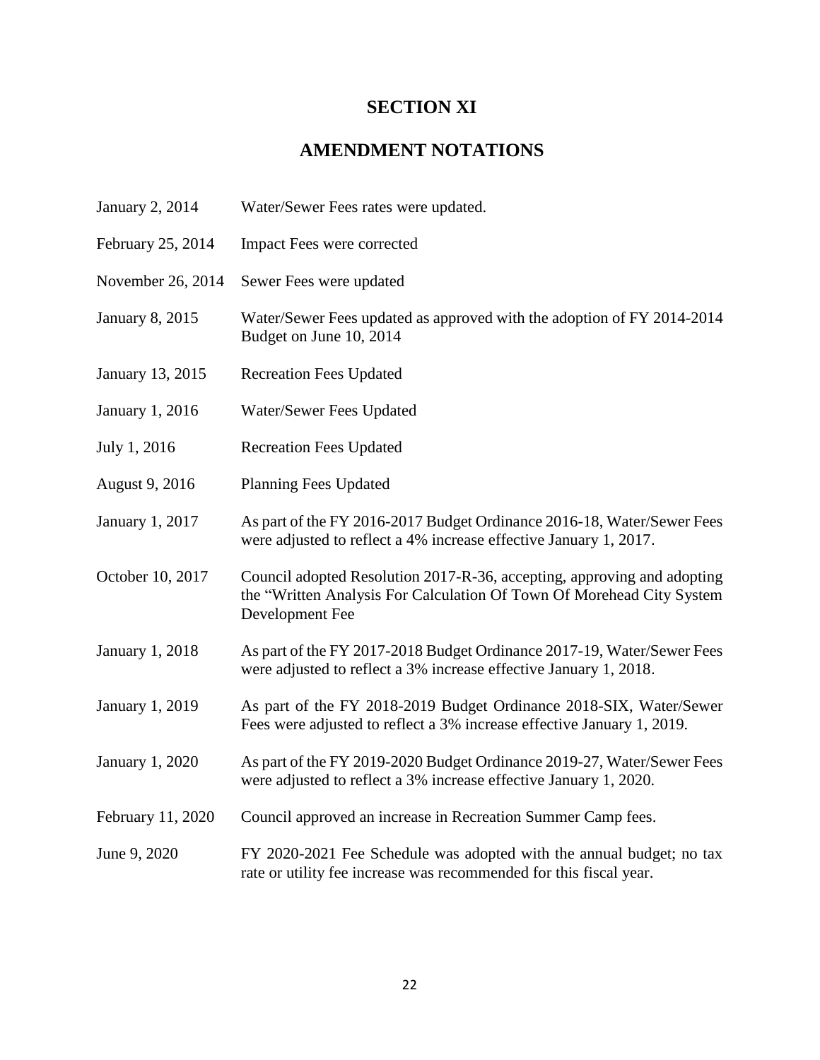# SECTION XI

# AMENDMENT NOTATIONS

| | |
|---|---|
| January 2, 2014 | Water/Sewer Fees rates were updated. |
| February 25, 2014 | Impact Fees were corrected |
| November 26, 2014 | Sewer Fees were updated |
| January 8, 2015 | Water/Sewer Fees updated as approved with the adoption of FY 2014-2014 Budget on June 10, 2014 |
| January 13, 2015 | Recreation Fees Updated |
| January 1, 2016 | Water/Sewer Fees Updated |
| July 1, 2016 | Recreation Fees Updated |
| August 9, 2016 | Planning Fees Updated |
| January 1, 2017 | As part of the FY 2016-2017 Budget Ordinance 2016-18, Water/Sewer Fees were adjusted to reflect a 4% increase effective January 1, 2017. |
| October 10, 2017 | Council adopted Resolution 2017-R-36, accepting, approving and adopting the "Written Analysis For Calculation Of Town Of Morehead City System Development Fee |
| January 1, 2018 | As part of the FY 2017-2018 Budget Ordinance 2017-19, Water/Sewer Fees were adjusted to reflect a 3% increase effective January 1, 2018. |
| January 1, 2019 | As part of the FY 2018-2019 Budget Ordinance 2018-SIX, Water/Sewer Fees were adjusted to reflect a 3% increase effective January 1, 2019. |
| January 1, 2020 | As part of the FY 2019-2020 Budget Ordinance 2019-27, Water/Sewer Fees were adjusted to reflect a 3% increase effective January 1, 2020. |
| February 11, 2020 | Council approved an increase in Recreation Summer Camp fees. |
| June 9, 2020 | FY 2020-2021 Fee Schedule was adopted with the annual budget; no tax rate or utility fee increase was recommended for this fiscal year. |